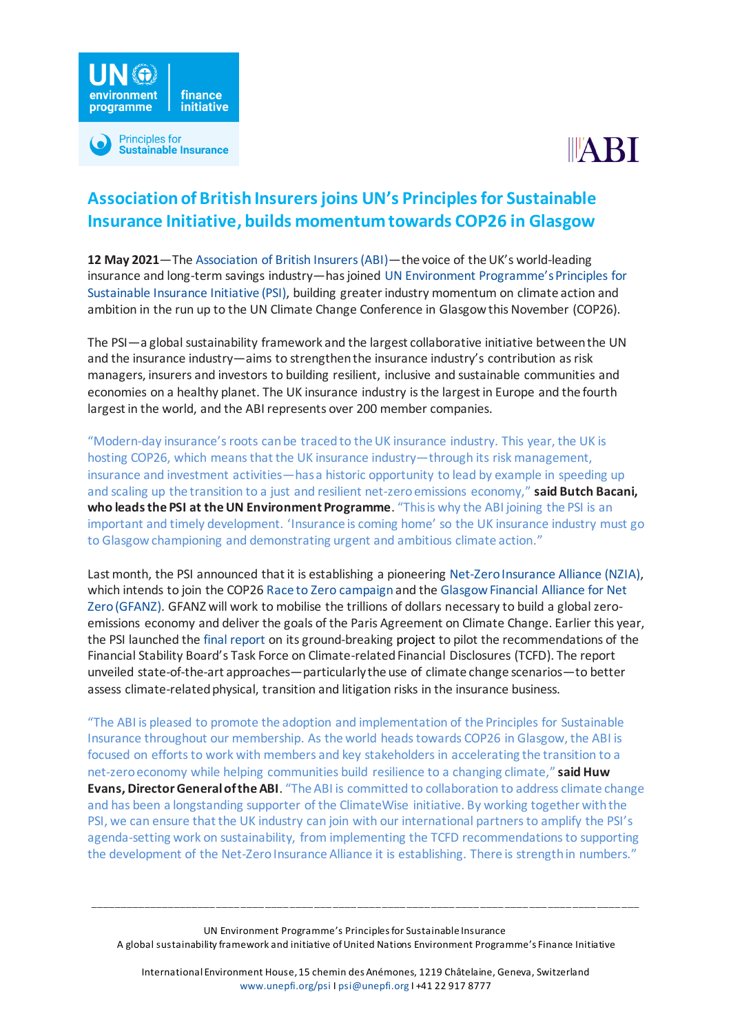# Association of British Insurers joins UN's Principles for Sustainable Insurance Initiative, builds momentum towards COP26 in Glasgow

**12 May 2021**—The Association of British Insurers (ABI)—the voice of the UK's world-leading insurance and long-term savings industry—has joined UN Environment Programme's Principles for Sustainable Insurance Initiative (PSI), building greater industry momentum on climate action and ambition in the run up to the UN Climate Change Conference in Glasgow this November (COP26).

The PSI—a global sustainability framework and the largest collaborative initiative between the UN and the insurance industry—aims to strengthen the insurance industry's contribution as risk managers, insurers and investors to building resilient, inclusive and sustainable communities and economies on a healthy planet. The UK insurance industry is the largest in Europe and the fourth largest in the world, and the ABI represents over 200 member companies.

"Modern-day insurance's roots can be traced to the UK insurance industry. This year, the UK is hosting COP26, which means that the UK insurance industry—through its risk management, insurance and investment activities—has a historic opportunity to lead by example in speeding up and scaling up the transition to a just and resilient net-zero emissions economy," **said Butch Bacani, who leads the PSI at the UN Environment Programme**. "This is why the ABI joining the PSI is an important and timely development. 'Insurance is coming home' so the UK insurance industry must go to Glasgow championing and demonstrating urgent and ambitious climate action."

Last month, the PSI announced that it is establishing a pioneering Net-Zero Insurance Alliance (NZIA), which intends to join the COP26 Race to Zero campaign and the Glasgow Financial Alliance for Net Zero (GFANZ). GFANZ will work to mobilise the trillions of dollars necessary to build a global zero-emissions economy and deliver the goals of the Paris Agreement on Climate Change. Earlier this year, the PSI launched the final report on its ground-breaking project to pilot the recommendations of the Financial Stability Board's Task Force on Climate-related Financial Disclosures (TCFD). The report unveiled state-of-the-art approaches—particularly the use of climate change scenarios—to better assess climate-related physical, transition and litigation risks in the insurance business.

"The ABI is pleased to promote the adoption and implementation of the Principles for Sustainable Insurance throughout our membership. As the world heads towards COP26 in Glasgow, the ABI is focused on efforts to work with members and key stakeholders in accelerating the transition to a net-zero economy while helping communities build resilience to a changing climate," **said Huw Evans, Director General of the ABI**. "The ABI is committed to collaboration to address climate change and has been a longstanding supporter of the ClimateWise initiative. By working together with the PSI, we can ensure that the UK industry can join with our international partners to amplify the PSI's agenda-setting work on sustainability, from implementing the TCFD recommendations to supporting the development of the Net-Zero Insurance Alliance it is establishing. There is strength in numbers."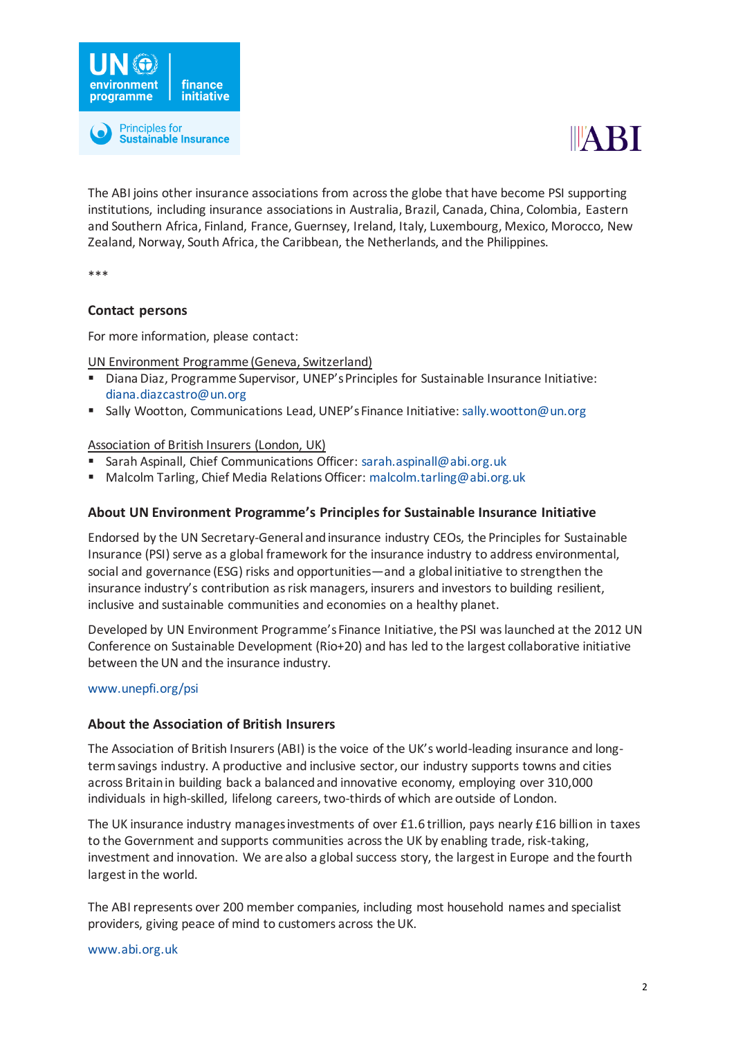The ABI joins other insurance associations from across the globe that have become PSI supporting institutions, including insurance associations in Australia, Brazil, Canada, China, Colombia, Eastern and Southern Africa, Finland, France, Guernsey, Ireland, Italy, Luxembourg, Mexico, Morocco, New Zealand, Norway, South Africa, the Caribbean, the Netherlands, and the Philippines.

***

### Contact persons

For more information, please contact:

UN Environment Programme (Geneva, Switzerland)

- Diana Diaz, Programme Supervisor, UNEP's Principles for Sustainable Insurance Initiative: diana.diazcastro@un.org
- Sally Wootton, Communications Lead, UNEP's Finance Initiative: sally.wootton@un.org

Association of British Insurers (London, UK)

- Sarah Aspinall, Chief Communications Officer: sarah.aspinall@abi.org.uk
- Malcolm Tarling, Chief Media Relations Officer: malcolm.tarling@abi.org.uk

### About UN Environment Programme's Principles for Sustainable Insurance Initiative

Endorsed by the UN Secretary-General and insurance industry CEOs, the Principles for Sustainable Insurance (PSI) serve as a global framework for the insurance industry to address environmental, social and governance (ESG) risks and opportunities—and a global initiative to strengthen the insurance industry's contribution as risk managers, insurers and investors to building resilient, inclusive and sustainable communities and economies on a healthy planet.

Developed by UN Environment Programme's Finance Initiative, the PSI was launched at the 2012 UN Conference on Sustainable Development (Rio+20) and has led to the largest collaborative initiative between the UN and the insurance industry.

www.unepfi.org/psi

### About the Association of British Insurers

The Association of British Insurers (ABI) is the voice of the UK's world-leading insurance and long-term savings industry. A productive and inclusive sector, our industry supports towns and cities across Britain in building back a balanced and innovative economy, employing over 310,000 individuals in high-skilled, lifelong careers, two-thirds of which are outside of London.

The UK insurance industry manages investments of over £1.6 trillion, pays nearly £16 billion in taxes to the Government and supports communities across the UK by enabling trade, risk-taking, investment and innovation. We are also a global success story, the largest in Europe and the fourth largest in the world.

The ABI represents over 200 member companies, including most household names and specialist providers, giving peace of mind to customers across the UK.

www.abi.org.uk